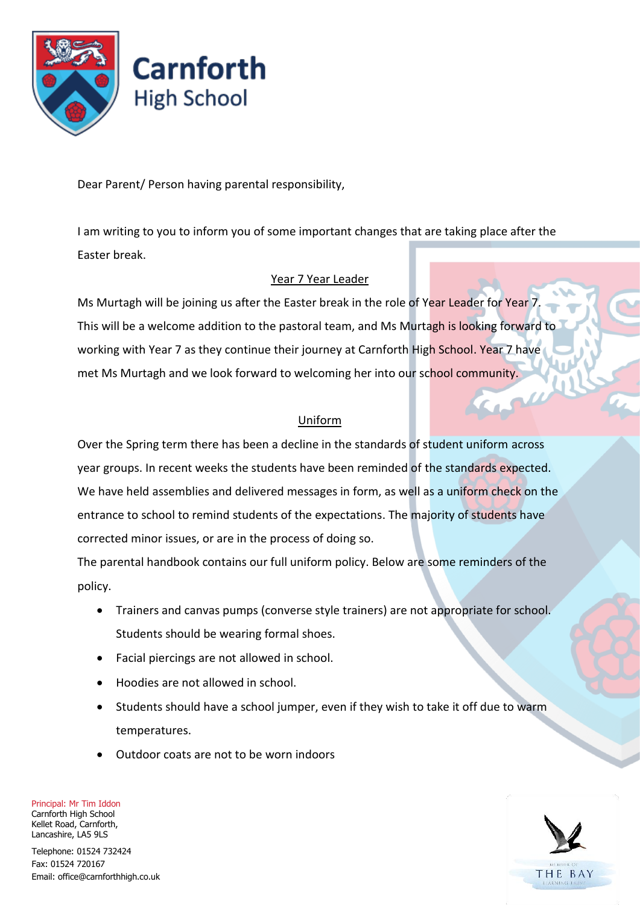# Carnforth High School

Dear Parent/ Person having parental responsibility,

I am writing to you to inform you of some important changes that are taking place after the Easter break.

## Year 7 Year Leader

Ms Murtagh will be joining us after the Easter break in the role of Year Leader for Year 7. This will be a welcome addition to the pastoral team, and Ms Murtagh is looking forward to working with Year 7 as they continue their journey at Carnforth High School. Year 7 have met Ms Murtagh and we look forward to welcoming her into our school community.

## Uniform

Over the Spring term there has been a decline in the standards of student uniform across year groups. In recent weeks the students have been reminded of the standards expected. We have held assemblies and delivered messages in form, as well as a uniform check on the entrance to school to remind students of the expectations. The majority of students have corrected minor issues, or are in the process of doing so.

The parental handbook contains our full uniform policy. Below are some reminders of the policy.

- Trainers and canvas pumps (converse style trainers) are not appropriate for school. Students should be wearing formal shoes.
- Facial piercings are not allowed in school.
- Hoodies are not allowed in school.
- Students should have a school jumper, even if they wish to take it off due to warm temperatures.
- Outdoor coats are not to be worn indoors

Principal: Mr Tim Iddon
Carnforth High School
Kellet Road, Carnforth,
Lancashire, LA5 9LS

Telephone: 01524 732424
Fax: 01524 720167
Email: office@carnforthhigh.co.uk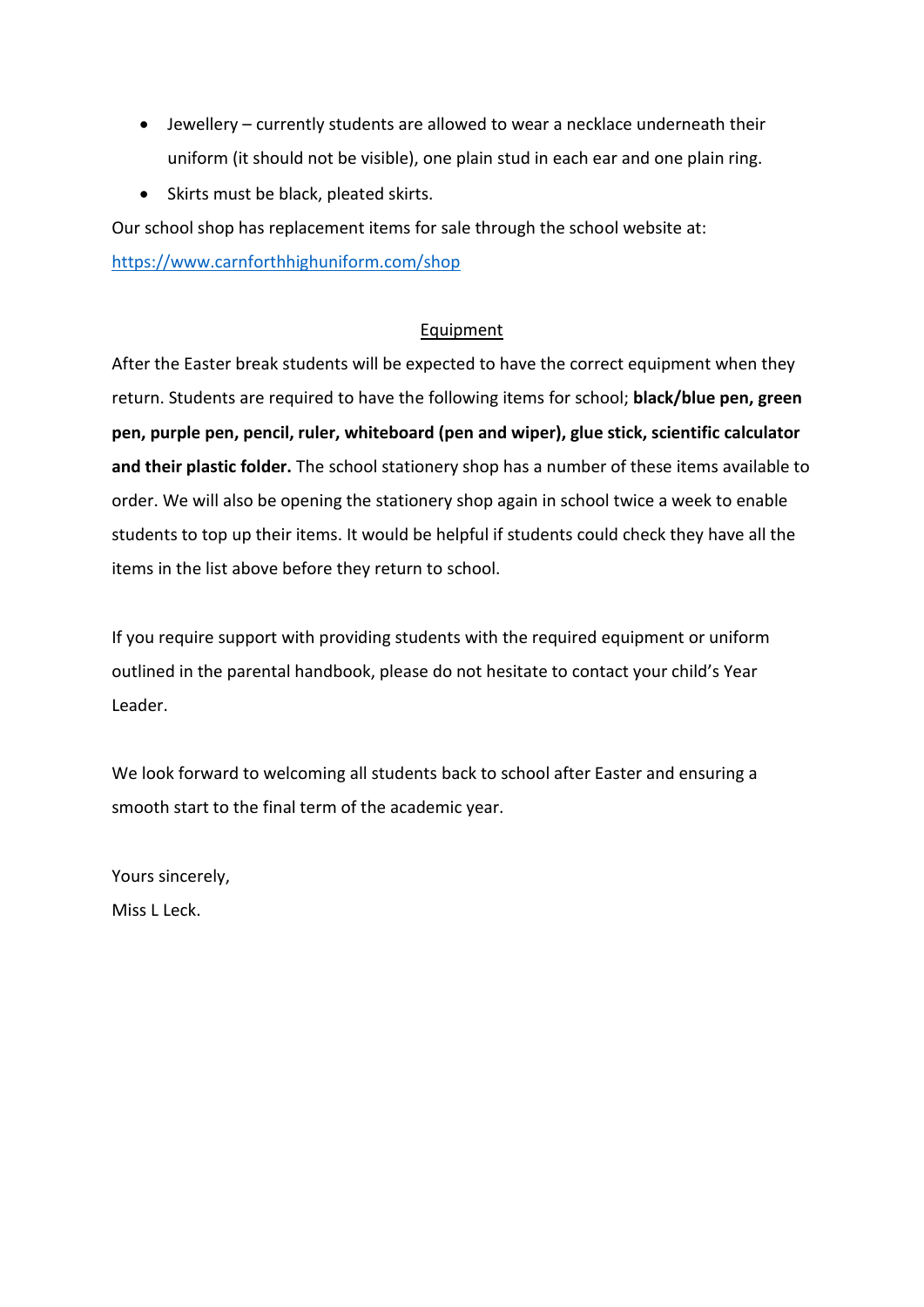- Jewellery – currently students are allowed to wear a necklace underneath their uniform (it should not be visible), one plain stud in each ear and one plain ring.
- Skirts must be black, pleated skirts.

Our school shop has replacement items for sale through the school website at: [https://www.carnforthhighuniform.com/shop](https://www.carnforthhighuniform.com/shop)

## Equipment

After the Easter break students will be expected to have the correct equipment when they return. Students are required to have the following items for school; **black/blue pen, green pen, purple pen, pencil, ruler, whiteboard (pen and wiper), glue stick, scientific calculator and their plastic folder.** The school stationery shop has a number of these items available to order. We will also be opening the stationery shop again in school twice a week to enable students to top up their items. It would be helpful if students could check they have all the items in the list above before they return to school.

If you require support with providing students with the required equipment or uniform outlined in the parental handbook, please do not hesitate to contact your child's Year Leader.

We look forward to welcoming all students back to school after Easter and ensuring a smooth start to the final term of the academic year.

Yours sincerely,
Miss L Leck.